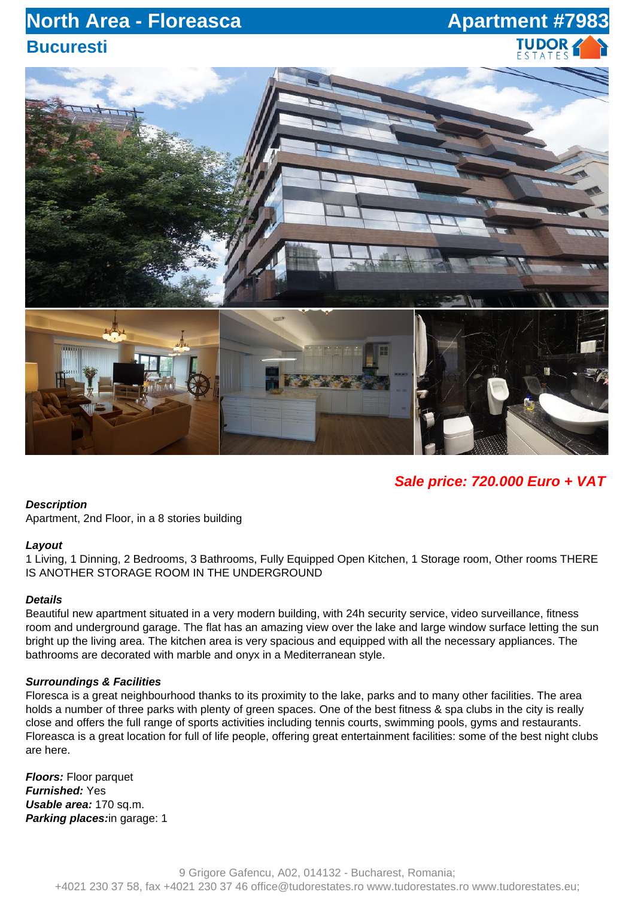# North Area - Floreasca

# Apartment #7983

## Bucuresti

TUDOR ESTATES

***Sale price: 720.000 Euro + VAT***

***Description***
Apartment, 2nd Floor, in a 8 stories building

***Layout***
1 Living, 1 Dinning, 2 Bedrooms, 3 Bathrooms, Fully Equipped Open Kitchen, 1 Storage room, Other rooms THERE IS ANOTHER STORAGE ROOM IN THE UNDERGROUND

***Details***
Beautiful new apartment situated in a very modern building, with 24h security service, video surveillance, fitness room and underground garage. The flat has an amazing view over the lake and large window surface letting the sun bright up the living area. The kitchen area is very spacious and equipped with all the necessary appliances. The bathrooms are decorated with marble and onyx in a Mediterranean style.

***Surroundings & Facilities***
Floresca is a great neighbourhood thanks to its proximity to the lake, parks and to many other facilities. The area holds a number of three parks with plenty of green spaces. One of the best fitness & spa clubs in the city is really close and offers the full range of sports activities including tennis courts, swimming pools, gyms and restaurants. Floreasca is a great location for full of life people, offering great entertainment facilities: some of the best night clubs are here.

***Floors:*** Floor parquet
***Furnished:*** Yes
***Usable area:*** 170 sq.m.
***Parking places:***in garage: 1

9 Grigore Gafencu, A02, 014132 - Bucharest, Romania;
+4021 230 37 58, fax +4021 230 37 46 office@tudorestates.ro www.tudorestates.ro www.tudorestates.eu;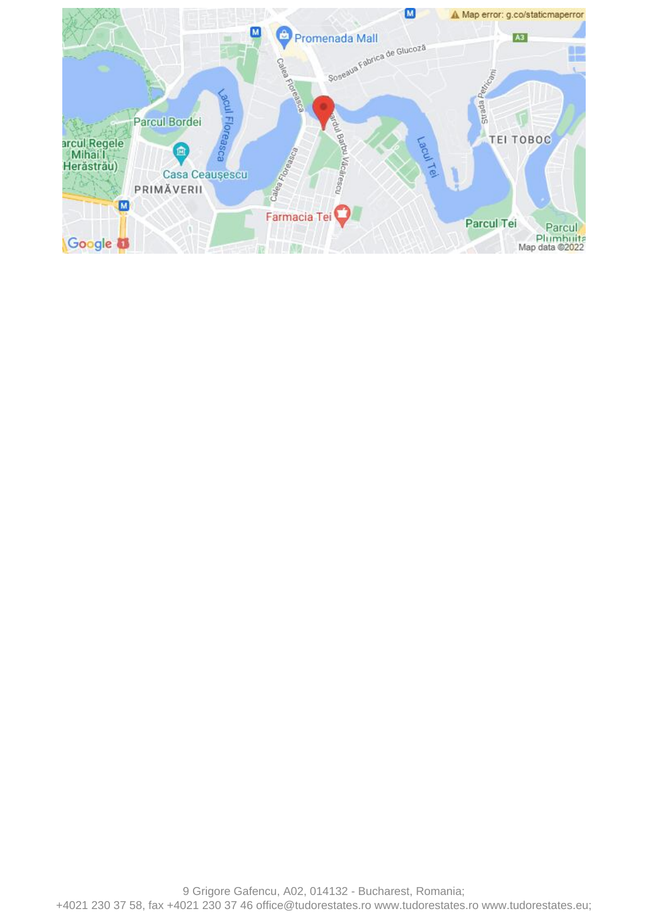9 Grigore Gafencu, A02, 014132 - Bucharest, Romania;
+4021 230 37 58, fax +4021 230 37 46 office@tudorestates.ro www.tudorestates.ro www.tudorestates.eu;